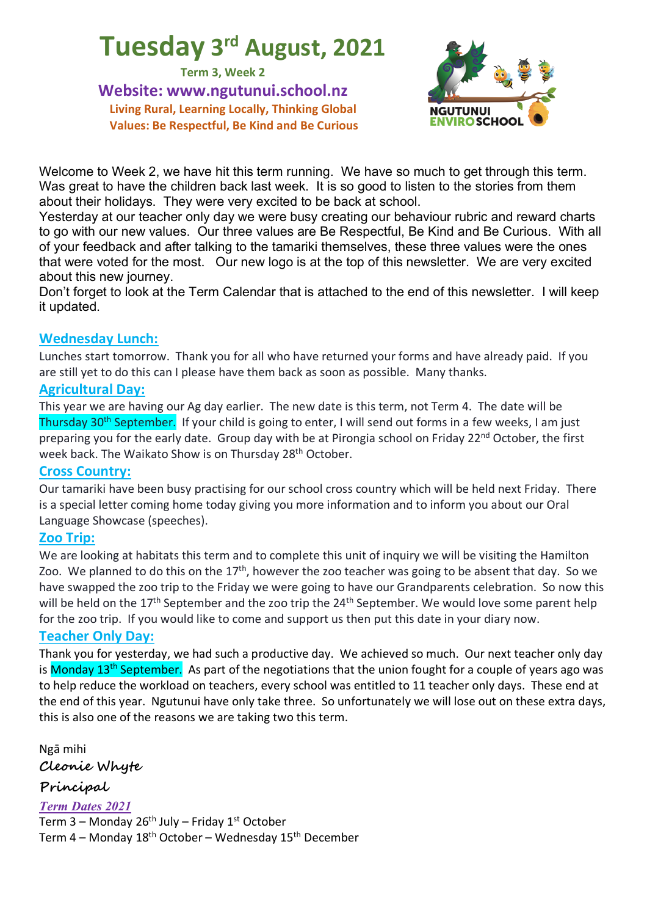# Tuesday 3rd August, 2021

**Term 3, Week 2**

**Website: www.ngutunui.school.nz**

**Living Rural, Learning Locally, Thinking Global**

**Values: Be Respectful, Be Kind and Be Curious**

NGUTUNUI ENVIROSCHOOL

Welcome to Week 2, we have hit this term running. We have so much to get through this term. Was great to have the children back last week. It is so good to listen to the stories from them about their holidays. They were very excited to be back at school.

Yesterday at our teacher only day we were busy creating our behaviour rubric and reward charts to go with our new values. Our three values are Be Respectful, Be Kind and Be Curious. With all of your feedback and after talking to the tamariki themselves, these three values were the ones that were voted for the most. Our new logo is at the top of this newsletter. We are very excited about this new journey.

Don't forget to look at the Term Calendar that is attached to the end of this newsletter. I will keep it updated.

## Wednesday Lunch:

Lunches start tomorrow. Thank you for all who have returned your forms and have already paid. If you are still yet to do this can I please have them back as soon as possible. Many thanks.

## Agricultural Day:

This year we are having our Ag day earlier. The new date is this term, not Term 4. The date will be Thursday 30th September. If your child is going to enter, I will send out forms in a few weeks, I am just preparing you for the early date. Group day with be at Pirongia school on Friday 22nd October, the first week back. The Waikato Show is on Thursday 28th October.

## Cross Country:

Our tamariki have been busy practising for our school cross country which will be held next Friday. There is a special letter coming home today giving you more information and to inform you about our Oral Language Showcase (speeches).

## Zoo Trip:

We are looking at habitats this term and to complete this unit of inquiry we will be visiting the Hamilton Zoo. We planned to do this on the 17th, however the zoo teacher was going to be absent that day. So we have swapped the zoo trip to the Friday we were going to have our Grandparents celebration. So now this will be held on the 17th September and the zoo trip the 24th September. We would love some parent help for the zoo trip. If you would like to come and support us then put this date in your diary now.

## Teacher Only Day:

Thank you for yesterday, we had such a productive day. We achieved so much. Our next teacher only day is Monday 13th September. As part of the negotiations that the union fought for a couple of years ago was to help reduce the workload on teachers, every school was entitled to 11 teacher only days. These end at the end of this year. Ngutunui have only take three. So unfortunately we will lose out on these extra days, this is also one of the reasons we are taking two this term.

Ngā mihi

*Cleonie Whyte*

*Principal*

***Term Dates 2021***

Term 3 – Monday 26th July – Friday 1st October

Term 4 – Monday 18th October – Wednesday 15th December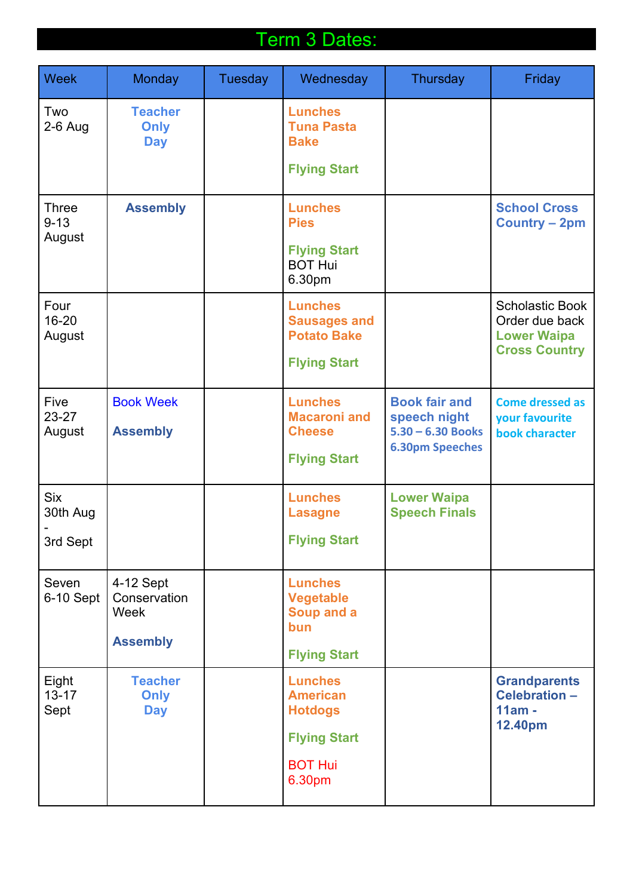# Term 3 Dates:

| Week | Monday | Tuesday | Wednesday | Thursday | Friday |
|---|---|---|---|---|---|
| Two 2-6 Aug | **Teacher Only Day** | | **Lunches Tuna Pasta Bake**<br><br>**Flying Start** | | |
| Three 9-13 August | **Assembly** | | **Lunches Pies**<br><br>**Flying Start**<br>BOT Hui 6.30pm | | **School Cross Country – 2pm** |
| Four 16-20 August | | | **Lunches Sausages and Potato Bake**<br><br>**Flying Start** | | Scholastic Book Order due back<br>**Lower Waipa Cross Country** |
| Five 23-27 August | Book Week<br><br>**Assembly** | | **Lunches Macaroni and Cheese**<br><br>**Flying Start** | **Book fair and speech night**<br>**5.30 – 6.30 Books**<br>**6.30pm Speeches** | **Come dressed as your favourite book character** |
| Six 30th Aug - 3rd Sept | | | **Lunches Lasagne**<br><br>**Flying Start** | **Lower Waipa Speech Finals** | |
| Seven 6-10 Sept | 4-12 Sept Conservation Week<br><br>**Assembly** | | **Lunches Vegetable Soup and a bun**<br><br>**Flying Start** | | |
| Eight 13-17 Sept | **Teacher Only Day** | | **Lunches American Hotdogs**<br><br>**Flying Start**<br><br>BOT Hui 6.30pm | | **Grandparents Celebration – 11am - 12.40pm** |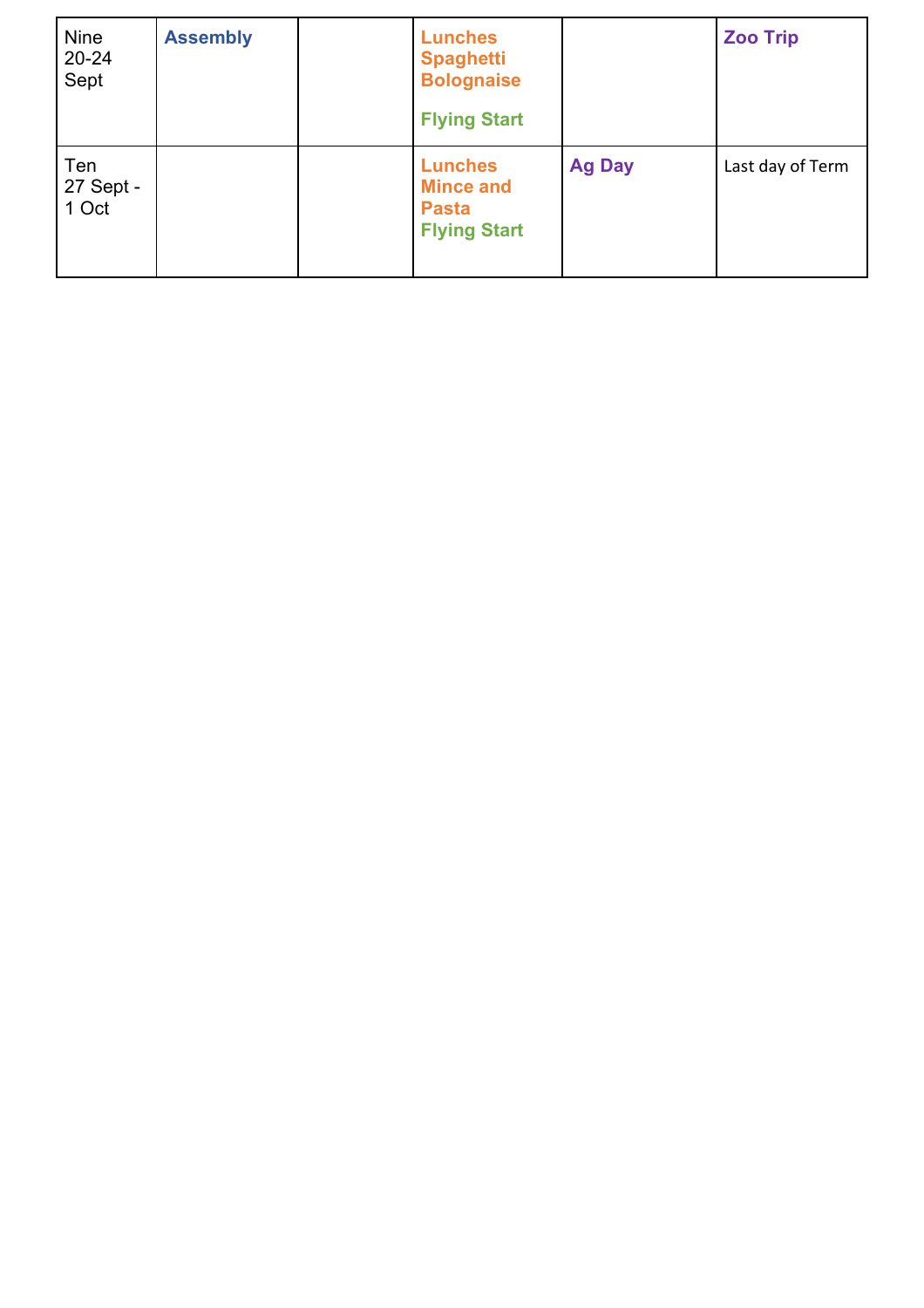| | | | | | |
|---|---|---|---|---|---|
| Nine 20-24 Sept | **Assembly** | | **Lunches Spaghetti Bolognaise** **Flying Start** | | **Zoo Trip** |
| Ten 27 Sept - 1 Oct | | | **Lunches Mince and Pasta** **Flying Start** | **Ag Day** | Last day of Term |